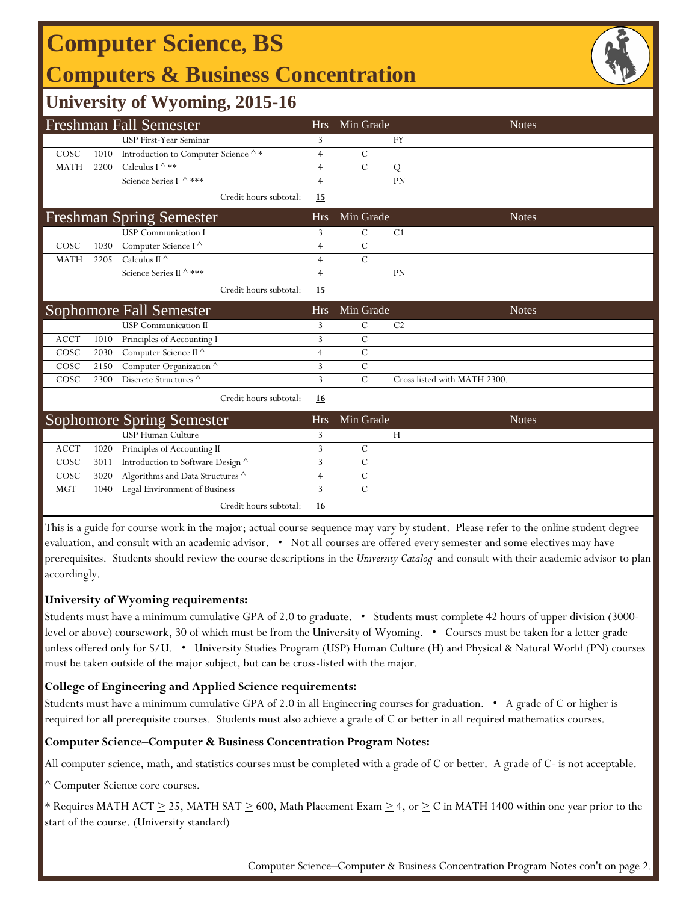# Computer Science, BS

## Computers & Business Concentration

### University of Wyoming, 2015-16

| Freshman Fall Semester | | | Hrs | Min Grade | Notes |
|---|---|---|---|---|---|
| | | USP First-Year Seminar | 3 | | FY |
| COSC | 1010 | Introduction to Computer Science ^ * | 4 | C | |
| MATH | 2200 | Calculus I ^ ** | 4 | C | Q |
| | | Science Series I ^ *** | 4 | | PN |
| | | Credit hours subtotal: | **15** | | |

| Freshman Spring Semester | | | Hrs | Min Grade | Notes |
|---|---|---|---|---|---|
| | | USP Communication I | 3 | C | C1 |
| COSC | 1030 | Computer Science I ^ | 4 | C | |
| MATH | 2205 | Calculus II ^ | 4 | C | |
| | | Science Series II ^ *** | 4 | | PN |
| | | Credit hours subtotal: | **15** | | |

| Sophomore Fall Semester | | | Hrs | Min Grade | Notes |
|---|---|---|---|---|---|
| | | USP Communication II | 3 | C | C2 |
| ACCT | 1010 | Principles of Accounting I | 3 | C | |
| COSC | 2030 | Computer Science II ^ | 4 | C | |
| COSC | 2150 | Computer Organization ^ | 3 | C | |
| COSC | 2300 | Discrete Structures ^ | 3 | C | Cross listed with MATH 2300. |
| | | Credit hours subtotal: | **16** | | |

| Sophomore Spring Semester | | | Hrs | Min Grade | Notes |
|---|---|---|---|---|---|
| | | USP Human Culture | 3 | | H |
| ACCT | 1020 | Principles of Accounting II | 3 | C | |
| COSC | 3011 | Introduction to Software Design ^ | 3 | C | |
| COSC | 3020 | Algorithms and Data Structures ^ | 4 | C | |
| MGT | 1040 | Legal Environment of Business | 3 | C | |
| | | Credit hours subtotal: | **16** | | |

This is a guide for course work in the major; actual course sequence may vary by student. Please refer to the online student degree evaluation, and consult with an academic advisor. • Not all courses are offered every semester and some electives may have prerequisites. Students should review the course descriptions in the *University Catalog* and consult with their academic advisor to plan accordingly.

**University of Wyoming requirements:**

Students must have a minimum cumulative GPA of 2.0 to graduate. • Students must complete 42 hours of upper division (3000-level or above) coursework, 30 of which must be from the University of Wyoming. • Courses must be taken for a letter grade unless offered only for S/U. • University Studies Program (USP) Human Culture (H) and Physical & Natural World (PN) courses must be taken outside of the major subject, but can be cross-listed with the major.

**College of Engineering and Applied Science requirements:**

Students must have a minimum cumulative GPA of 2.0 in all Engineering courses for graduation. • A grade of C or higher is required for all prerequisite courses. Students must also achieve a grade of C or better in all required mathematics courses.

**Computer Science–Computer & Business Concentration Program Notes:**

All computer science, math, and statistics courses must be completed with a grade of C or better. A grade of C- is not acceptable.

^ Computer Science core courses.

* Requires MATH ACT $\geq$ 25, MATH SAT $\geq$ 600, Math Placement Exam $\geq$ 4, or $\geq$ C in MATH 1400 within one year prior to the start of the course. (University standard)

Computer Science–Computer & Business Concentration Program Notes con't on page 2.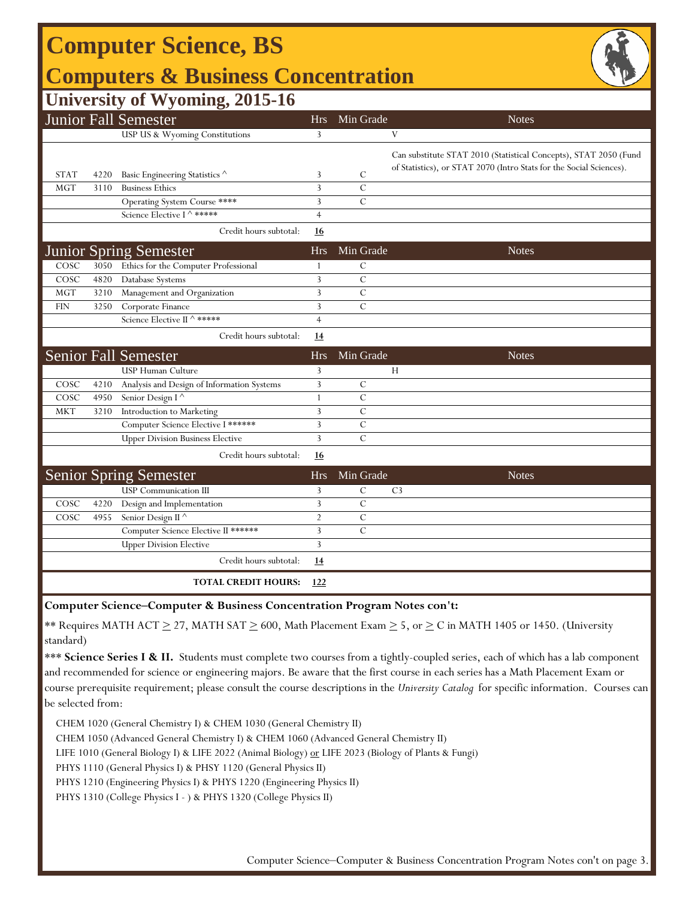# Computer Science, BS

## Computers & Business Concentration

### University of Wyoming, 2015-16

| Junior Fall Semester | | | Hrs | Min Grade | Notes |
|---|---|---|---|---|---|
| | | USP US & Wyoming Constitutions | 3 | | V |
| STAT | 4220 | Basic Engineering Statistics ^ | 3 | C | Can substitute STAT 2010 (Statistical Concepts), STAT 2050 (Fund of Statistics), or STAT 2070 (Intro Stats for the Social Sciences). |
| MGT | 3110 | Business Ethics | 3 | C | |
| | | Operating System Course **** | 3 | C | |
| | | Science Elective I ^ ***** | 4 | | |
| | | Credit hours subtotal: | **16** | | |

| Junior Spring Semester | | | Hrs | Min Grade | Notes |
|---|---|---|---|---|---|
| COSC | 3050 | Ethics for the Computer Professional | 1 | C | |
| COSC | 4820 | Database Systems | 3 | C | |
| MGT | 3210 | Management and Organization | 3 | C | |
| FIN | 3250 | Corporate Finance | 3 | C | |
| | | Science Elective II ^ ***** | 4 | | |
| | | Credit hours subtotal: | **14** | | |

| Senior Fall Semester | | | Hrs | Min Grade | Notes |
|---|---|---|---|---|---|
| | | USP Human Culture | 3 | | H |
| COSC | 4210 | Analysis and Design of Information Systems | 3 | C | |
| COSC | 4950 | Senior Design I ^ | 1 | C | |
| MKT | 3210 | Introduction to Marketing | 3 | C | |
| | | Computer Science Elective I ****** | 3 | C | |
| | | Upper Division Business Elective | 3 | C | |
| | | Credit hours subtotal: | **16** | | |

| Senior Spring Semester | | | Hrs | Min Grade | Notes |
|---|---|---|---|---|---|
| | | USP Communication III | 3 | C | C3 |
| COSC | 4220 | Design and Implementation | 3 | C | |
| COSC | 4955 | Senior Design II ^ | 2 | C | |
| | | Computer Science Elective II ****** | 3 | C | |
| | | Upper Division Elective | 3 | | |
| | | Credit hours subtotal: | **14** | | |
| | | **TOTAL CREDIT HOURS:** | **122** | | |

**Computer Science–Computer & Business Concentration Program Notes con't:**

** Requires MATH ACT ≥ 27, MATH SAT ≥ 600, Math Placement Exam ≥ 5, or ≥ C in MATH 1405 or 1450. (University standard)

*** **Science Series I & II.** Students must complete two courses from a tightly-coupled series, each of which has a lab component and recommended for science or engineering majors. Be aware that the first course in each series has a Math Placement Exam or course prerequisite requirement; please consult the course descriptions in the *University Catalog* for specific information. Courses can be selected from:

- CHEM 1020 (General Chemistry I) & CHEM 1030 (General Chemistry II)
- CHEM 1050 (Advanced General Chemistry I) & CHEM 1060 (Advanced General Chemistry II)
- LIFE 1010 (General Biology I) & LIFE 2022 (Animal Biology) <u>or</u> LIFE 2023 (Biology of Plants & Fungi)
- PHYS 1110 (General Physics I) & PHSY 1120 (General Physics II)
- PHYS 1210 (Engineering Physics I) & PHYS 1220 (Engineering Physics II)
- PHYS 1310 (College Physics I - ) & PHYS 1320 (College Physics II)

Computer Science–Computer & Business Concentration Program Notes con't on page 3.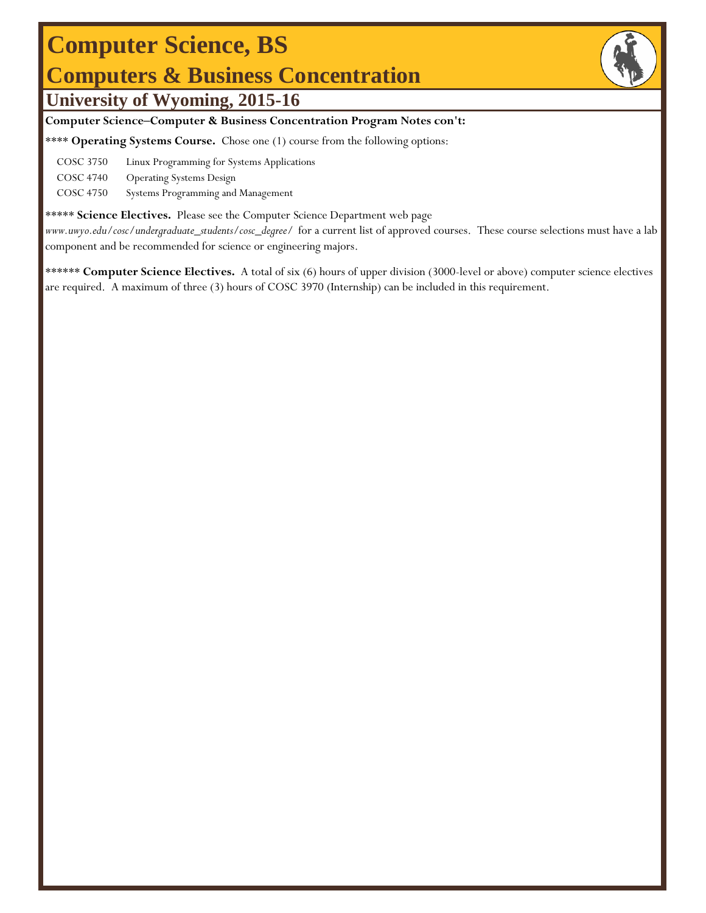# Computer Science, BS

## Computers & Business Concentration

### University of Wyoming, 2015-16

**Computer Science–Computer & Business Concentration Program Notes con't:**

**** **Operating Systems Course.** Chose one (1) course from the following options:

| | |
|---|---|
| COSC 3750 | Linux Programming for Systems Applications |
| COSC 4740 | Operating Systems Design |
| COSC 4750 | Systems Programming and Management |

***** **Science Electives.** Please see the Computer Science Department web page *www.uwyo.edu/cosc/undergraduate_students/cosc_degree/* for a current list of approved courses. These course selections must have a lab component and be recommended for science or engineering majors.

****** **Computer Science Electives.** A total of six (6) hours of upper division (3000-level or above) computer science electives are required. A maximum of three (3) hours of COSC 3970 (Internship) can be included in this requirement.